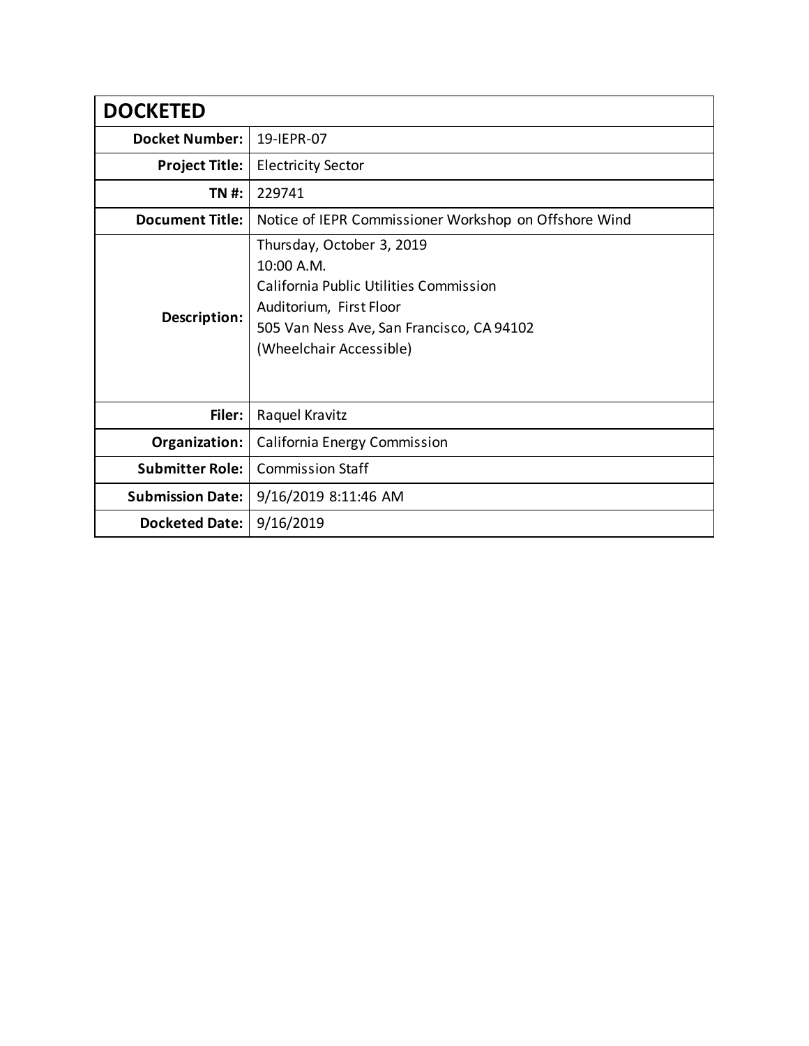| DOCKETED | |
|---|---|
| **Docket Number:** | 19-IEPR-07 |
| **Project Title:** | Electricity Sector |
| **TN #:** | 229741 |
| **Document Title:** | Notice of IEPR Commissioner Workshop on Offshore Wind |
| **Description:** | Thursday, October 3, 2019<br>10:00 A.M.<br>California Public Utilities Commission<br>Auditorium, First Floor<br>505 Van Ness Ave, San Francisco, CA 94102<br>(Wheelchair Accessible) |
| **Filer:** | Raquel Kravitz |
| **Organization:** | California Energy Commission |
| **Submitter Role:** | Commission Staff |
| **Submission Date:** | 9/16/2019 8:11:46 AM |
| **Docketed Date:** | 9/16/2019 |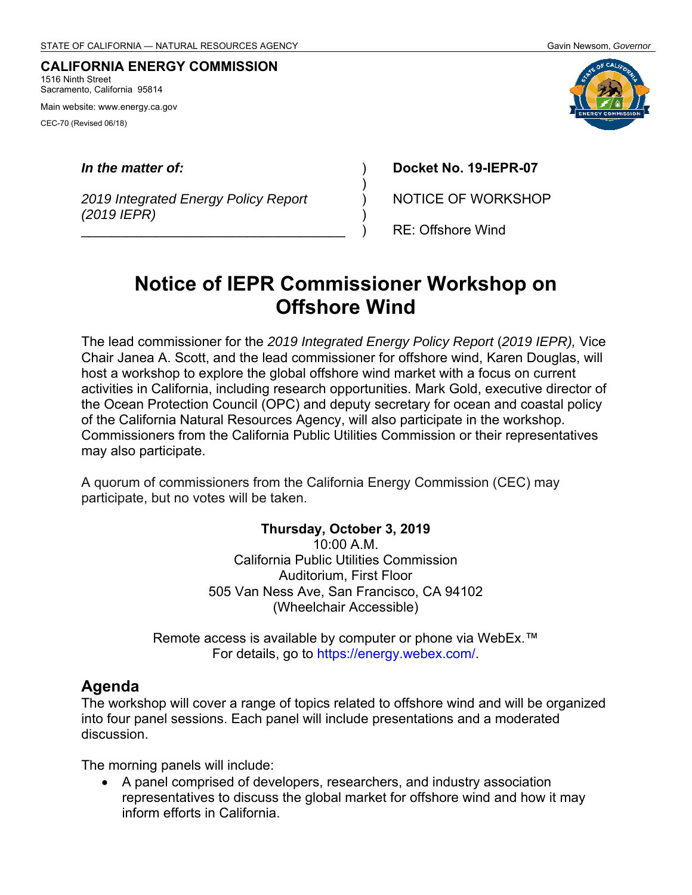STATE OF CALIFORNIA — NATURAL RESOURCES AGENCY Gavin Newsom, *Governor*

**CALIFORNIA ENERGY COMMISSION**
1516 Ninth Street
Sacramento, California 95814

Main website: www.energy.ca.gov

CEC-70 (Revised 06/18)

| | | |
|---|---|---|
| ***In the matter of:*** | ) | **Docket No. 19-IEPR-07** |
| | ) | |
| *2019 Integrated Energy Policy Report (2019 IEPR)* | ) | NOTICE OF WORKSHOP |
| | ) | |
| | ) | RE: Offshore Wind |

# Notice of IEPR Commissioner Workshop on Offshore Wind

The lead commissioner for the *2019 Integrated Energy Policy Report* (*2019 IEPR),* Vice Chair Janea A. Scott, and the lead commissioner for offshore wind, Karen Douglas, will host a workshop to explore the global offshore wind market with a focus on current activities in California, including research opportunities. Mark Gold, executive director of the Ocean Protection Council (OPC) and deputy secretary for ocean and coastal policy of the California Natural Resources Agency, will also participate in the workshop. Commissioners from the California Public Utilities Commission or their representatives may also participate.

A quorum of commissioners from the California Energy Commission (CEC) may participate, but no votes will be taken.

**Thursday, October 3, 2019**
10:00 A.M.
California Public Utilities Commission
Auditorium, First Floor
505 Van Ness Ave, San Francisco, CA 94102
(Wheelchair Accessible)

Remote access is available by computer or phone via WebEx.™
For details, go to https://energy.webex.com/.

## Agenda

The workshop will cover a range of topics related to offshore wind and will be organized into four panel sessions. Each panel will include presentations and a moderated discussion.

The morning panels will include:

- A panel comprised of developers, researchers, and industry association representatives to discuss the global market for offshore wind and how it may inform efforts in California.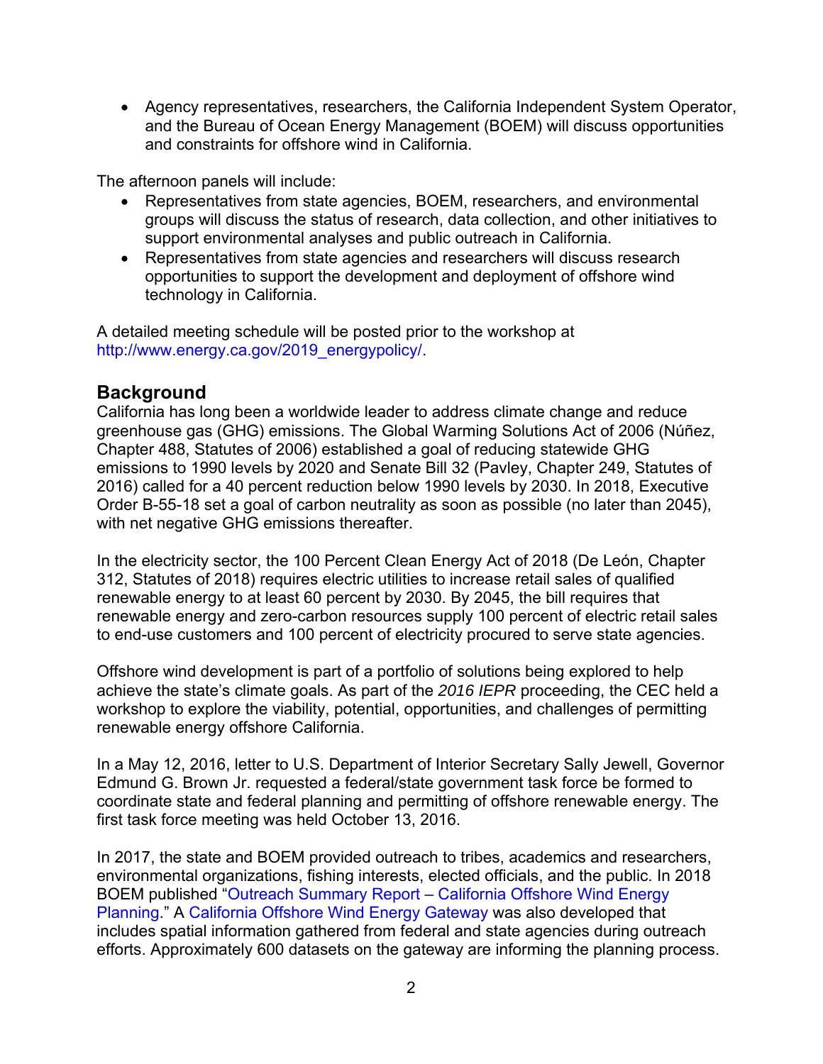- Agency representatives, researchers, the California Independent System Operator, and the Bureau of Ocean Energy Management (BOEM) will discuss opportunities and constraints for offshore wind in California.

The afternoon panels will include:

- Representatives from state agencies, BOEM, researchers, and environmental groups will discuss the status of research, data collection, and other initiatives to support environmental analyses and public outreach in California.
- Representatives from state agencies and researchers will discuss research opportunities to support the development and deployment of offshore wind technology in California.

A detailed meeting schedule will be posted prior to the workshop at http://www.energy.ca.gov/2019_energypolicy/.

## Background

California has long been a worldwide leader to address climate change and reduce greenhouse gas (GHG) emissions. The Global Warming Solutions Act of 2006 (Núñez, Chapter 488, Statutes of 2006) established a goal of reducing statewide GHG emissions to 1990 levels by 2020 and Senate Bill 32 (Pavley, Chapter 249, Statutes of 2016) called for a 40 percent reduction below 1990 levels by 2030. In 2018, Executive Order B-55-18 set a goal of carbon neutrality as soon as possible (no later than 2045), with net negative GHG emissions thereafter.

In the electricity sector, the 100 Percent Clean Energy Act of 2018 (De León, Chapter 312, Statutes of 2018) requires electric utilities to increase retail sales of qualified renewable energy to at least 60 percent by 2030. By 2045, the bill requires that renewable energy and zero-carbon resources supply 100 percent of electric retail sales to end-use customers and 100 percent of electricity procured to serve state agencies.

Offshore wind development is part of a portfolio of solutions being explored to help achieve the state's climate goals. As part of the *2016 IEPR* proceeding, the CEC held a workshop to explore the viability, potential, opportunities, and challenges of permitting renewable energy offshore California.

In a May 12, 2016, letter to U.S. Department of Interior Secretary Sally Jewell, Governor Edmund G. Brown Jr. requested a federal/state government task force be formed to coordinate state and federal planning and permitting of offshore renewable energy. The first task force meeting was held October 13, 2016.

In 2017, the state and BOEM provided outreach to tribes, academics and researchers, environmental organizations, fishing interests, elected officials, and the public. In 2018 BOEM published "Outreach Summary Report – California Offshore Wind Energy Planning." A California Offshore Wind Energy Gateway was also developed that includes spatial information gathered from federal and state agencies during outreach efforts. Approximately 600 datasets on the gateway are informing the planning process.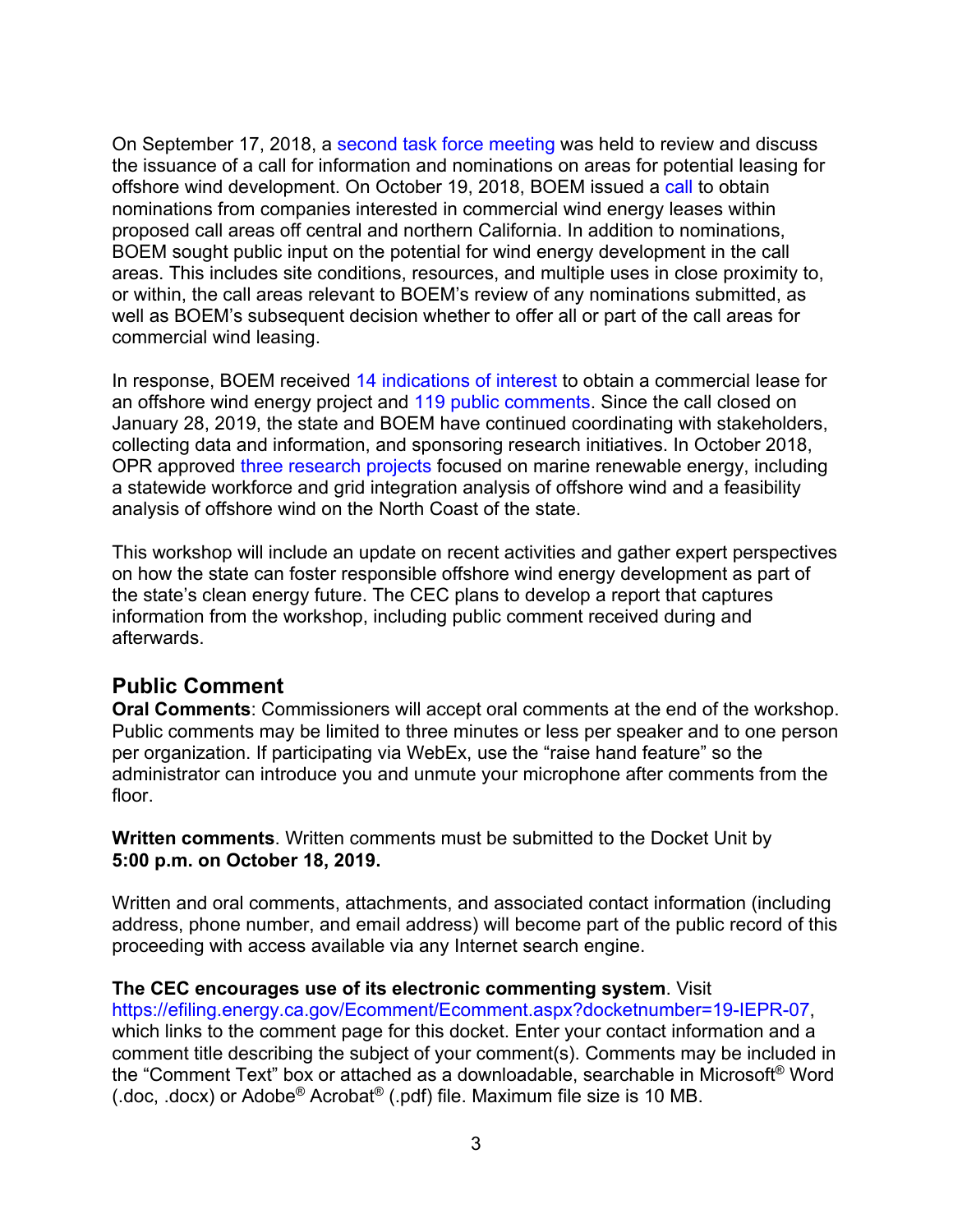On September 17, 2018, a second task force meeting was held to review and discuss the issuance of a call for information and nominations on areas for potential leasing for offshore wind development. On October 19, 2018, BOEM issued a call to obtain nominations from companies interested in commercial wind energy leases within proposed call areas off central and northern California. In addition to nominations, BOEM sought public input on the potential for wind energy development in the call areas. This includes site conditions, resources, and multiple uses in close proximity to, or within, the call areas relevant to BOEM's review of any nominations submitted, as well as BOEM's subsequent decision whether to offer all or part of the call areas for commercial wind leasing.

In response, BOEM received 14 indications of interest to obtain a commercial lease for an offshore wind energy project and 119 public comments. Since the call closed on January 28, 2019, the state and BOEM have continued coordinating with stakeholders, collecting data and information, and sponsoring research initiatives. In October 2018, OPR approved three research projects focused on marine renewable energy, including a statewide workforce and grid integration analysis of offshore wind and a feasibility analysis of offshore wind on the North Coast of the state.

This workshop will include an update on recent activities and gather expert perspectives on how the state can foster responsible offshore wind energy development as part of the state's clean energy future. The CEC plans to develop a report that captures information from the workshop, including public comment received during and afterwards.

## Public Comment

**Oral Comments**: Commissioners will accept oral comments at the end of the workshop. Public comments may be limited to three minutes or less per speaker and to one person per organization. If participating via WebEx, use the "raise hand feature" so the administrator can introduce you and unmute your microphone after comments from the floor.

**Written comments**. Written comments must be submitted to the Docket Unit by **5:00 p.m. on October 18, 2019.**

Written and oral comments, attachments, and associated contact information (including address, phone number, and email address) will become part of the public record of this proceeding with access available via any Internet search engine.

**The CEC encourages use of its electronic commenting system**. Visit https://efiling.energy.ca.gov/Ecomment/Ecomment.aspx?docketnumber=19-IEPR-07, which links to the comment page for this docket. Enter your contact information and a comment title describing the subject of your comment(s). Comments may be included in the "Comment Text" box or attached as a downloadable, searchable in Microsoft® Word (.doc, .docx) or Adobe® Acrobat® (.pdf) file. Maximum file size is 10 MB.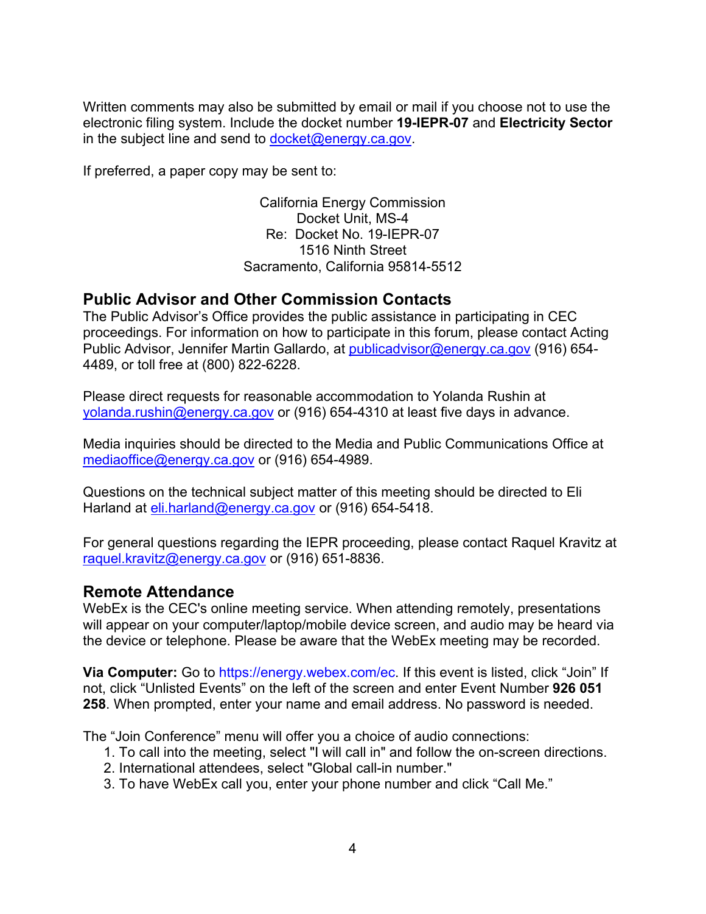Written comments may also be submitted by email or mail if you choose not to use the electronic filing system. Include the docket number **19-IEPR-07** and **Electricity Sector** in the subject line and send to docket@energy.ca.gov.

If preferred, a paper copy may be sent to:

California Energy Commission
Docket Unit, MS-4
Re: Docket No. 19-IEPR-07
1516 Ninth Street
Sacramento, California 95814-5512

## Public Advisor and Other Commission Contacts

The Public Advisor's Office provides the public assistance in participating in CEC proceedings. For information on how to participate in this forum, please contact Acting Public Advisor, Jennifer Martin Gallardo, at publicadvisor@energy.ca.gov (916) 654-4489, or toll free at (800) 822-6228.

Please direct requests for reasonable accommodation to Yolanda Rushin at yolanda.rushin@energy.ca.gov or (916) 654-4310 at least five days in advance.

Media inquiries should be directed to the Media and Public Communications Office at mediaoffice@energy.ca.gov or (916) 654-4989.

Questions on the technical subject matter of this meeting should be directed to Eli Harland at eli.harland@energy.ca.gov or (916) 654-5418.

For general questions regarding the IEPR proceeding, please contact Raquel Kravitz at raquel.kravitz@energy.ca.gov or (916) 651-8836.

## Remote Attendance

WebEx is the CEC's online meeting service. When attending remotely, presentations will appear on your computer/laptop/mobile device screen, and audio may be heard via the device or telephone. Please be aware that the WebEx meeting may be recorded.

**Via Computer:** Go to https://energy.webex.com/ec. If this event is listed, click "Join" If not, click "Unlisted Events" on the left of the screen and enter Event Number **926 051 258**. When prompted, enter your name and email address. No password is needed.

The "Join Conference" menu will offer you a choice of audio connections:

1. To call into the meeting, select "I will call in" and follow the on-screen directions.
2. International attendees, select "Global call-in number."
3. To have WebEx call you, enter your phone number and click "Call Me."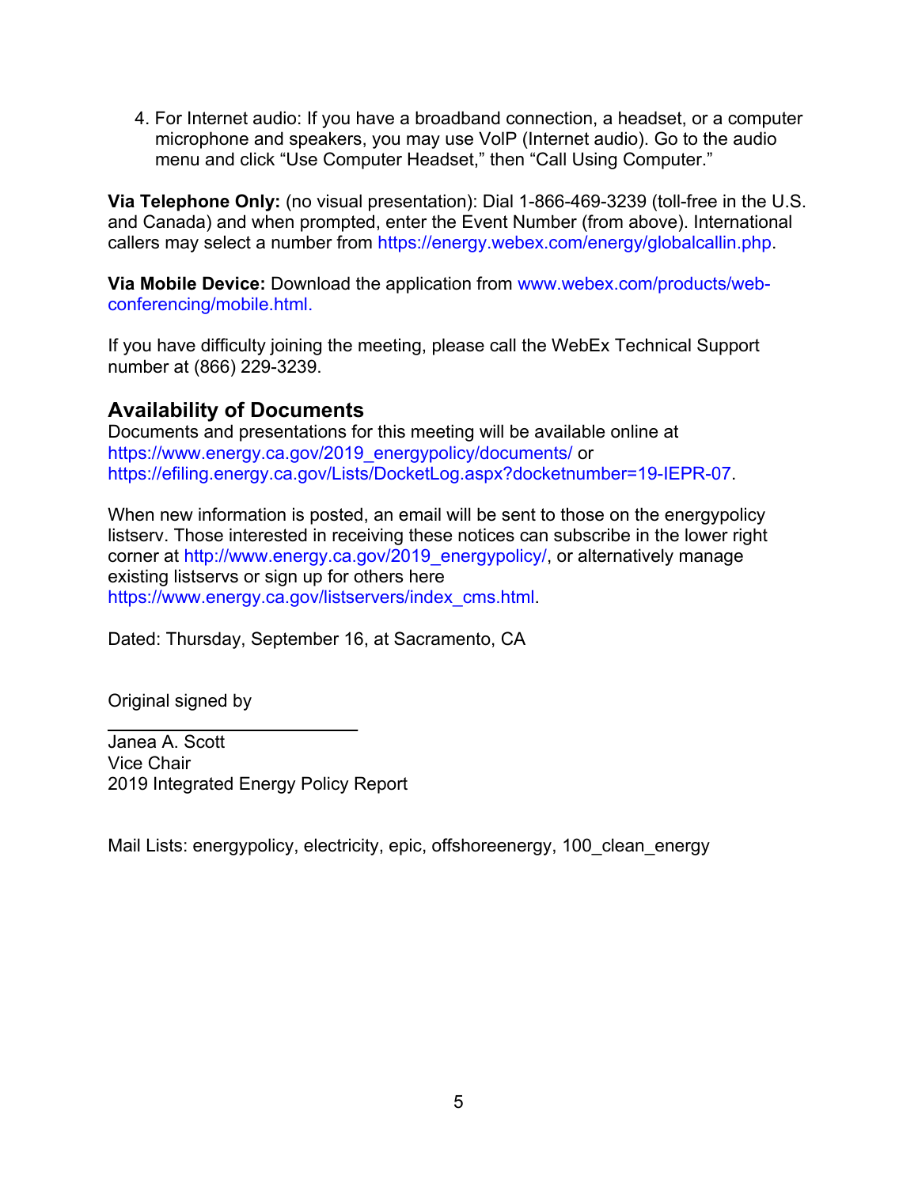4. For Internet audio: If you have a broadband connection, a headset, or a computer microphone and speakers, you may use VoIP (Internet audio). Go to the audio menu and click "Use Computer Headset," then "Call Using Computer."

**Via Telephone Only:** (no visual presentation): Dial 1-866-469-3239 (toll-free in the U.S. and Canada) and when prompted, enter the Event Number (from above). International callers may select a number from https://energy.webex.com/energy/globalcallin.php.

**Via Mobile Device:** Download the application from www.webex.com/products/web-conferencing/mobile.html.

If you have difficulty joining the meeting, please call the WebEx Technical Support number at (866) 229-3239.

## Availability of Documents

Documents and presentations for this meeting will be available online at https://www.energy.ca.gov/2019_energypolicy/documents/ or https://efiling.energy.ca.gov/Lists/DocketLog.aspx?docketnumber=19-IEPR-07.

When new information is posted, an email will be sent to those on the energypolicy listserv. Those interested in receiving these notices can subscribe in the lower right corner at http://www.energy.ca.gov/2019_energypolicy/, or alternatively manage existing listservs or sign up for others here https://www.energy.ca.gov/listservers/index_cms.html.

Dated: Thursday, September 16, at Sacramento, CA

Original signed by

\_\_\_\_\_\_\_\_\_\_\_\_\_\_\_\_\_\_\_\_\_\_\_\_\_\_

Janea A. Scott
Vice Chair
2019 Integrated Energy Policy Report

Mail Lists: energypolicy, electricity, epic, offshoreenergy, 100_clean_energy